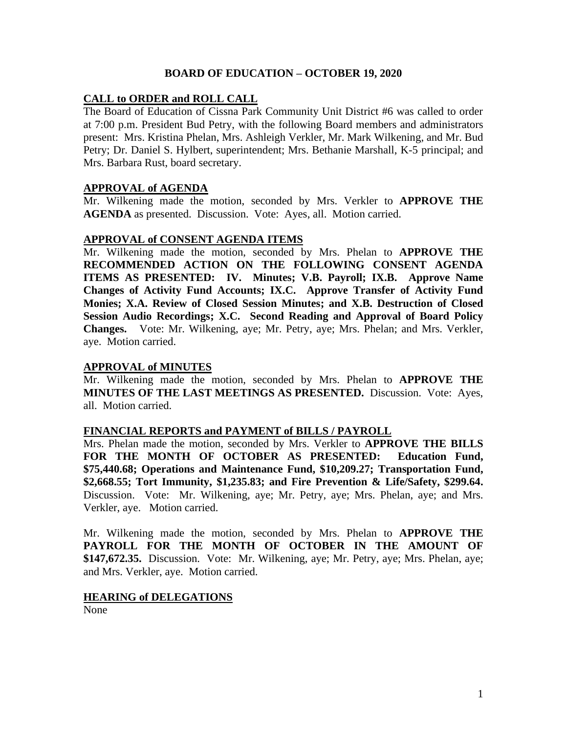# BOARD OF EDUCATION – OCTOBER 19, 2020

## CALL to ORDER and ROLL CALL

The Board of Education of Cissna Park Community Unit District #6 was called to order at 7:00 p.m. President Bud Petry, with the following Board members and administrators present: Mrs. Kristina Phelan, Mrs. Ashleigh Verkler, Mr. Mark Wilkening, and Mr. Bud Petry; Dr. Daniel S. Hylbert, superintendent; Mrs. Bethanie Marshall, K-5 principal; and Mrs. Barbara Rust, board secretary.

## APPROVAL of AGENDA

Mr. Wilkening made the motion, seconded by Mrs. Verkler to **APPROVE THE AGENDA** as presented. Discussion. Vote: Ayes, all. Motion carried.

## APPROVAL of CONSENT AGENDA ITEMS

Mr. Wilkening made the motion, seconded by Mrs. Phelan to **APPROVE THE RECOMMENDED ACTION ON THE FOLLOWING CONSENT AGENDA ITEMS AS PRESENTED: IV. Minutes; V.B. Payroll; IX.B. Approve Name Changes of Activity Fund Accounts; IX.C. Approve Transfer of Activity Fund Monies; X.A. Review of Closed Session Minutes; and X.B. Destruction of Closed Session Audio Recordings; X.C. Second Reading and Approval of Board Policy Changes.** Vote: Mr. Wilkening, aye; Mr. Petry, aye; Mrs. Phelan; and Mrs. Verkler, aye. Motion carried.

## APPROVAL of MINUTES

Mr. Wilkening made the motion, seconded by Mrs. Phelan to **APPROVE THE MINUTES OF THE LAST MEETINGS AS PRESENTED.** Discussion. Vote: Ayes, all. Motion carried.

## FINANCIAL REPORTS and PAYMENT of BILLS / PAYROLL

Mrs. Phelan made the motion, seconded by Mrs. Verkler to **APPROVE THE BILLS FOR THE MONTH OF OCTOBER AS PRESENTED: Education Fund, $75,440.68; Operations and Maintenance Fund, $10,209.27; Transportation Fund, $2,668.55; Tort Immunity, $1,235.83; and Fire Prevention & Life/Safety, $299.64.** Discussion. Vote: Mr. Wilkening, aye; Mr. Petry, aye; Mrs. Phelan, aye; and Mrs. Verkler, aye. Motion carried.

Mr. Wilkening made the motion, seconded by Mrs. Phelan to **APPROVE THE PAYROLL FOR THE MONTH OF OCTOBER IN THE AMOUNT OF $147,672.35.** Discussion. Vote: Mr. Wilkening, aye; Mr. Petry, aye; Mrs. Phelan, aye; and Mrs. Verkler, aye. Motion carried.

## HEARING of DELEGATIONS

None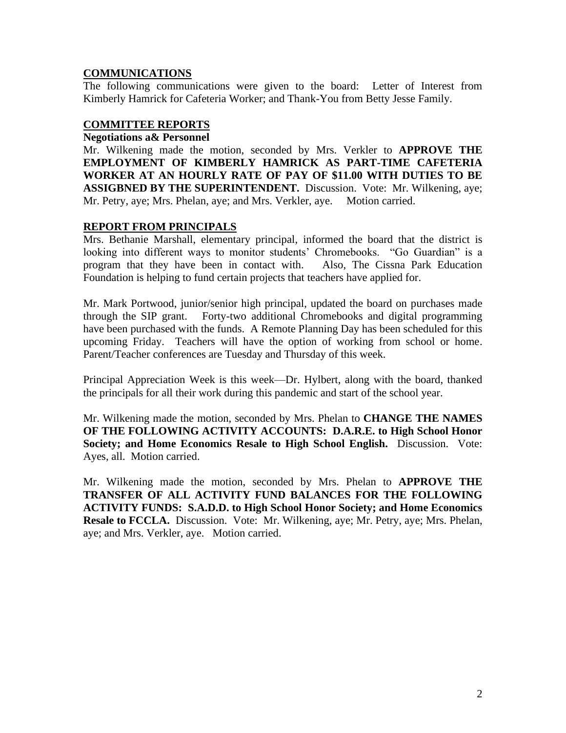## COMMUNICATIONS

The following communications were given to the board: Letter of Interest from Kimberly Hamrick for Cafeteria Worker; and Thank-You from Betty Jesse Family.

## COMMITTEE REPORTS

**Negotiations a& Personnel**

Mr. Wilkening made the motion, seconded by Mrs. Verkler to **APPROVE THE EMPLOYMENT OF KIMBERLY HAMRICK AS PART-TIME CAFETERIA WORKER AT AN HOURLY RATE OF PAY OF $11.00 WITH DUTIES TO BE ASSIGBNED BY THE SUPERINTENDENT.** Discussion. Vote: Mr. Wilkening, aye; Mr. Petry, aye; Mrs. Phelan, aye; and Mrs. Verkler, aye. Motion carried.

## REPORT FROM PRINCIPALS

Mrs. Bethanie Marshall, elementary principal, informed the board that the district is looking into different ways to monitor students' Chromebooks. "Go Guardian" is a program that they have been in contact with. Also, The Cissna Park Education Foundation is helping to fund certain projects that teachers have applied for.

Mr. Mark Portwood, junior/senior high principal, updated the board on purchases made through the SIP grant. Forty-two additional Chromebooks and digital programming have been purchased with the funds. A Remote Planning Day has been scheduled for this upcoming Friday. Teachers will have the option of working from school or home. Parent/Teacher conferences are Tuesday and Thursday of this week.

Principal Appreciation Week is this week—Dr. Hylbert, along with the board, thanked the principals for all their work during this pandemic and start of the school year.

Mr. Wilkening made the motion, seconded by Mrs. Phelan to **CHANGE THE NAMES OF THE FOLLOWING ACTIVITY ACCOUNTS: D.A.R.E. to High School Honor Society; and Home Economics Resale to High School English.** Discussion. Vote: Ayes, all. Motion carried.

Mr. Wilkening made the motion, seconded by Mrs. Phelan to **APPROVE THE TRANSFER OF ALL ACTIVITY FUND BALANCES FOR THE FOLLOWING ACTIVITY FUNDS: S.A.D.D. to High School Honor Society; and Home Economics Resale to FCCLA.** Discussion. Vote: Mr. Wilkening, aye; Mr. Petry, aye; Mrs. Phelan, aye; and Mrs. Verkler, aye. Motion carried.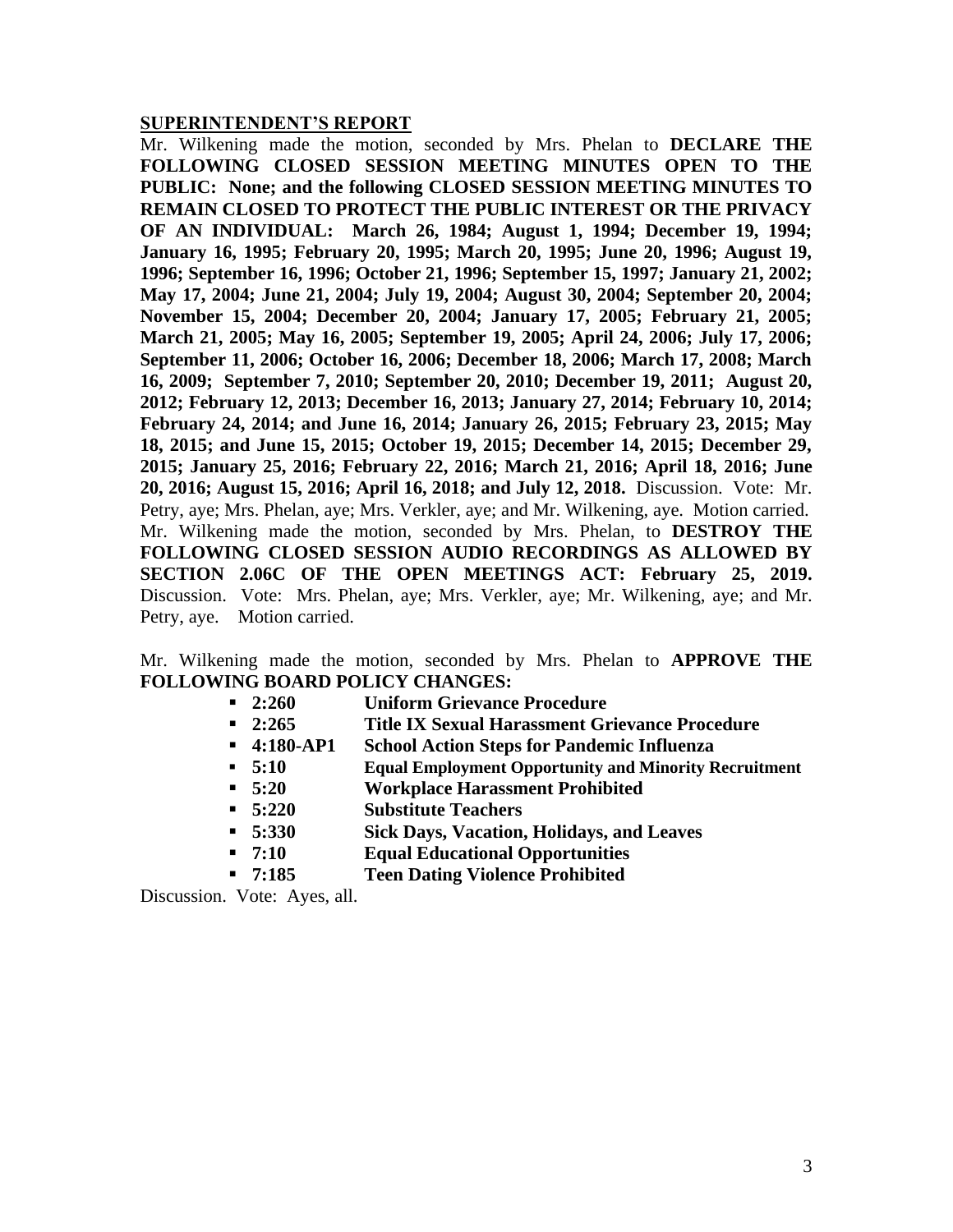**SUPERINTENDENT'S REPORT**

Mr. Wilkening made the motion, seconded by Mrs. Phelan to **DECLARE THE FOLLOWING CLOSED SESSION MEETING MINUTES OPEN TO THE PUBLIC: None; and the following CLOSED SESSION MEETING MINUTES TO REMAIN CLOSED TO PROTECT THE PUBLIC INTEREST OR THE PRIVACY OF AN INDIVIDUAL: March 26, 1984; August 1, 1994; December 19, 1994; January 16, 1995; February 20, 1995; March 20, 1995; June 20, 1996; August 19, 1996; September 16, 1996; October 21, 1996; September 15, 1997; January 21, 2002; May 17, 2004; June 21, 2004; July 19, 2004; August 30, 2004; September 20, 2004; November 15, 2004; December 20, 2004; January 17, 2005; February 21, 2005; March 21, 2005; May 16, 2005; September 19, 2005; April 24, 2006; July 17, 2006; September 11, 2006; October 16, 2006; December 18, 2006; March 17, 2008; March 16, 2009; September 7, 2010; September 20, 2010; December 19, 2011; August 20, 2012; February 12, 2013; December 16, 2013; January 27, 2014; February 10, 2014; February 24, 2014; and June 16, 2014; January 26, 2015; February 23, 2015; May 18, 2015; and June 15, 2015; October 19, 2015; December 14, 2015; December 29, 2015; January 25, 2016; February 22, 2016; March 21, 2016; April 18, 2016; June 20, 2016; August 15, 2016; April 16, 2018; and July 12, 2018.** Discussion. Vote: Mr. Petry, aye; Mrs. Phelan, aye; Mrs. Verkler, aye; and Mr. Wilkening, aye. Motion carried.

Mr. Wilkening made the motion, seconded by Mrs. Phelan, to **DESTROY THE FOLLOWING CLOSED SESSION AUDIO RECORDINGS AS ALLOWED BY SECTION 2.06C OF THE OPEN MEETINGS ACT: February 25, 2019.** Discussion. Vote: Mrs. Phelan, aye; Mrs. Verkler, aye; Mr. Wilkening, aye; and Mr. Petry, aye. Motion carried.

Mr. Wilkening made the motion, seconded by Mrs. Phelan to **APPROVE THE FOLLOWING BOARD POLICY CHANGES:**

- **2:260 Uniform Grievance Procedure**
- **2:265 Title IX Sexual Harassment Grievance Procedure**
- **4:180-AP1 School Action Steps for Pandemic Influenza**
- **5:10 Equal Employment Opportunity and Minority Recruitment**
- **5:20 Workplace Harassment Prohibited**
- **5:220 Substitute Teachers**
- **5:330 Sick Days, Vacation, Holidays, and Leaves**
- **7:10 Equal Educational Opportunities**
- **7:185 Teen Dating Violence Prohibited**

Discussion. Vote: Ayes, all.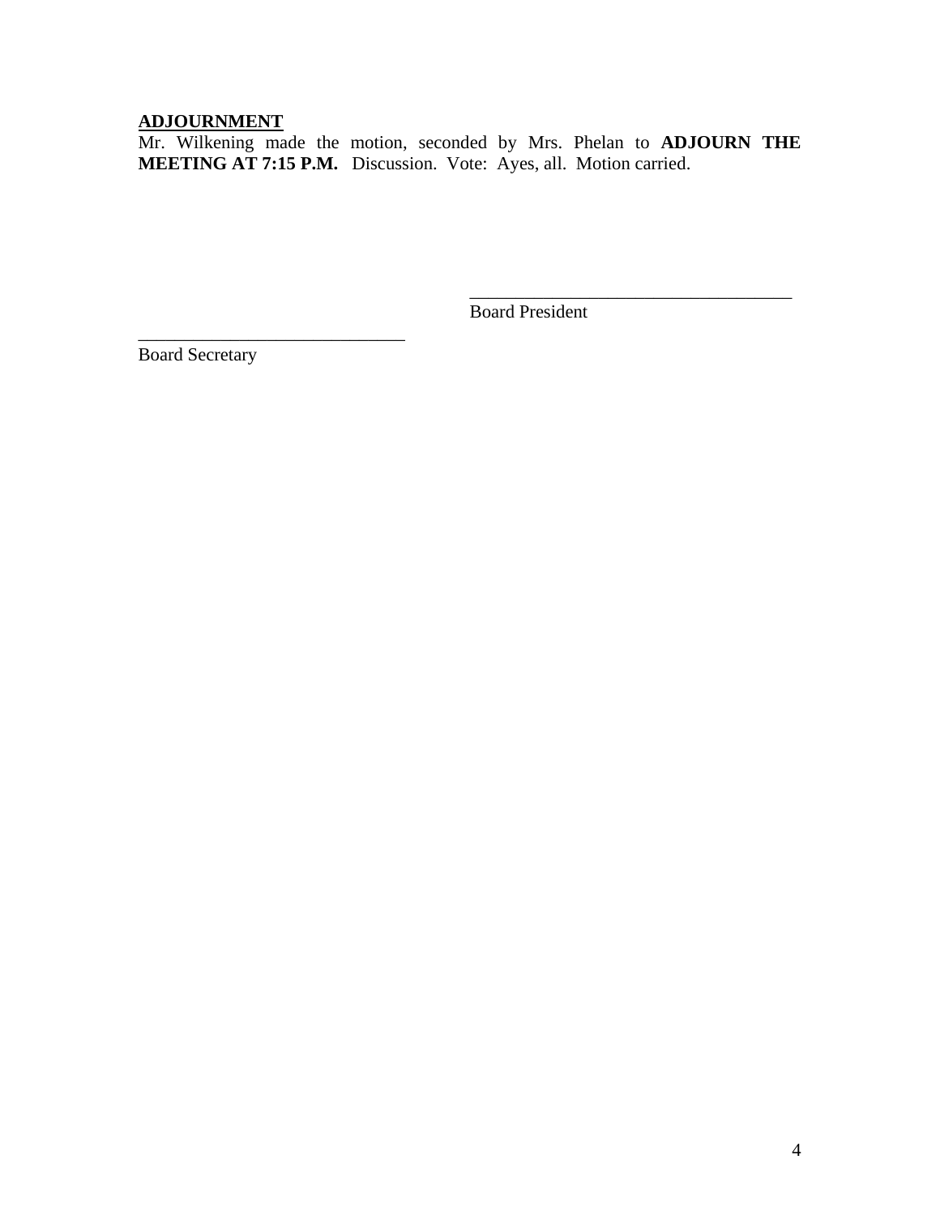**ADJOURNMENT**

Mr. Wilkening made the motion, seconded by Mrs. Phelan to **ADJOURN THE MEETING AT 7:15 P.M.** Discussion. Vote: Ayes, all. Motion carried.

\_\_\_\_\_\_\_\_\_\_\_\_\_\_\_\_\_\_\_\_\_\_\_\_\_\_\_\_\_\_\_\_\_\_\_\_
Board President

\_\_\_\_\_\_\_\_\_\_\_\_\_\_\_\_\_\_\_\_\_\_\_\_\_\_\_\_\_\_
Board Secretary